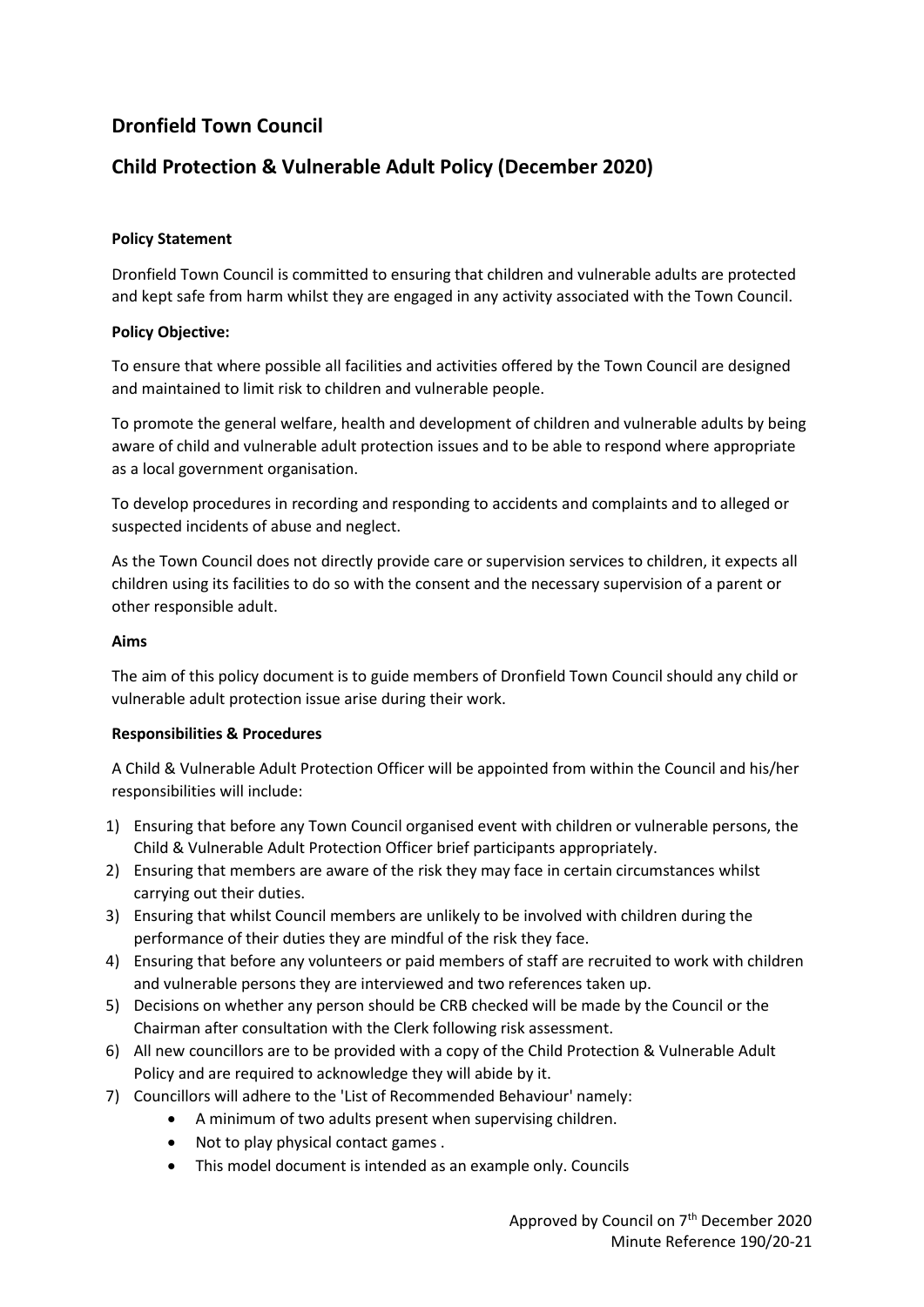## Dronfield Town Council

## Child Protection & Vulnerable Adult Policy (December 2020)

**Policy Statement**

Dronfield Town Council is committed to ensuring that children and vulnerable adults are protected and kept safe from harm whilst they are engaged in any activity associated with the Town Council.

**Policy Objective:**

To ensure that where possible all facilities and activities offered by the Town Council are designed and maintained to limit risk to children and vulnerable people.

To promote the general welfare, health and development of children and vulnerable adults by being aware of child and vulnerable adult protection issues and to be able to respond where appropriate as a local government organisation.

To develop procedures in recording and responding to accidents and complaints and to alleged or suspected incidents of abuse and neglect.

As the Town Council does not directly provide care or supervision services to children, it expects all children using its facilities to do so with the consent and the necessary supervision of a parent or other responsible adult.

**Aims**

The aim of this policy document is to guide members of Dronfield Town Council should any child or vulnerable adult protection issue arise during their work.

**Responsibilities & Procedures**

A Child & Vulnerable Adult Protection Officer will be appointed from within the Council and his/her responsibilities will include:

1) Ensuring that before any Town Council organised event with children or vulnerable persons, the Child & Vulnerable Adult Protection Officer brief participants appropriately.
2) Ensuring that members are aware of the risk they may face in certain circumstances whilst carrying out their duties.
3) Ensuring that whilst Council members are unlikely to be involved with children during the performance of their duties they are mindful of the risk they face.
4) Ensuring that before any volunteers or paid members of staff are recruited to work with children and vulnerable persons they are interviewed and two references taken up.
5) Decisions on whether any person should be CRB checked will be made by the Council or the Chairman after consultation with the Clerk following risk assessment.
6) All new councillors are to be provided with a copy of the Child Protection & Vulnerable Adult Policy and are required to acknowledge they will abide by it.
7) Councillors will adhere to the 'List of Recommended Behaviour' namely:
   - A minimum of two adults present when supervising children.
   - Not to play physical contact games .
   - This model document is intended as an example only. Councils

Approved by Council on 7th December 2020
Minute Reference 190/20-21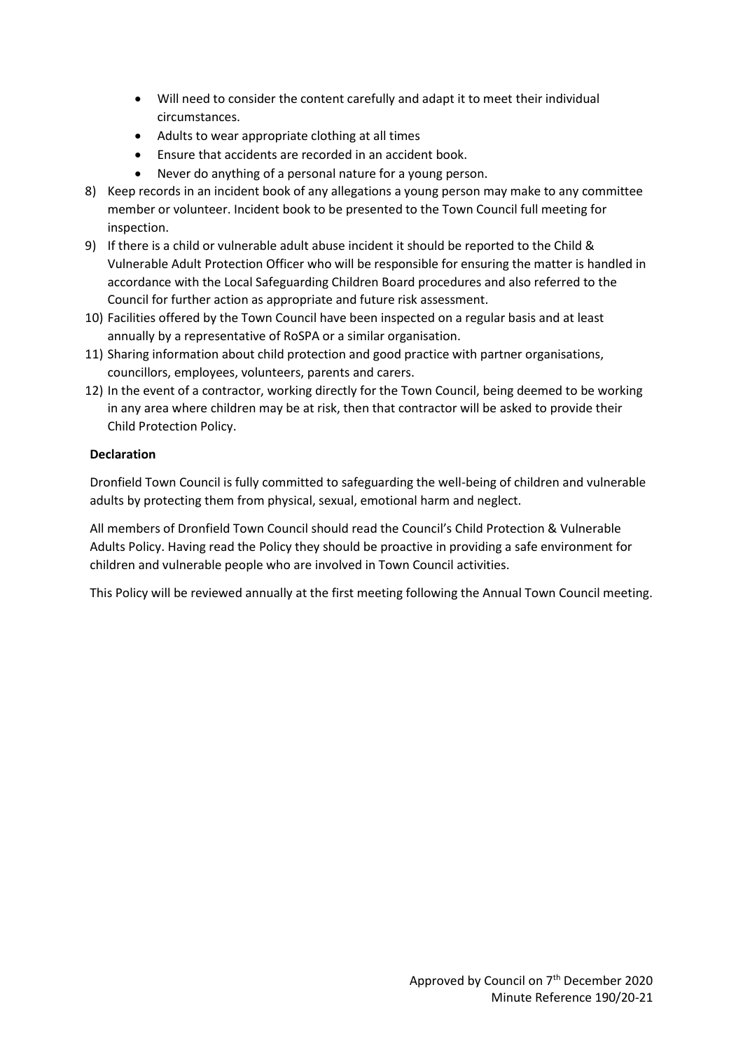- Will need to consider the content carefully and adapt it to meet their individual circumstances.
- Adults to wear appropriate clothing at all times
- Ensure that accidents are recorded in an accident book.
- Never do anything of a personal nature for a young person.

8) Keep records in an incident book of any allegations a young person may make to any committee member or volunteer. Incident book to be presented to the Town Council full meeting for inspection.
9) If there is a child or vulnerable adult abuse incident it should be reported to the Child & Vulnerable Adult Protection Officer who will be responsible for ensuring the matter is handled in accordance with the Local Safeguarding Children Board procedures and also referred to the Council for further action as appropriate and future risk assessment.
10) Facilities offered by the Town Council have been inspected on a regular basis and at least annually by a representative of RoSPA or a similar organisation.
11) Sharing information about child protection and good practice with partner organisations, councillors, employees, volunteers, parents and carers.
12) In the event of a contractor, working directly for the Town Council, being deemed to be working in any area where children may be at risk, then that contractor will be asked to provide their Child Protection Policy.

**Declaration**

Dronfield Town Council is fully committed to safeguarding the well-being of children and vulnerable adults by protecting them from physical, sexual, emotional harm and neglect.

All members of Dronfield Town Council should read the Council's Child Protection & Vulnerable Adults Policy. Having read the Policy they should be proactive in providing a safe environment for children and vulnerable people who are involved in Town Council activities.

This Policy will be reviewed annually at the first meeting following the Annual Town Council meeting.

Approved by Council on 7th December 2020
Minute Reference 190/20-21